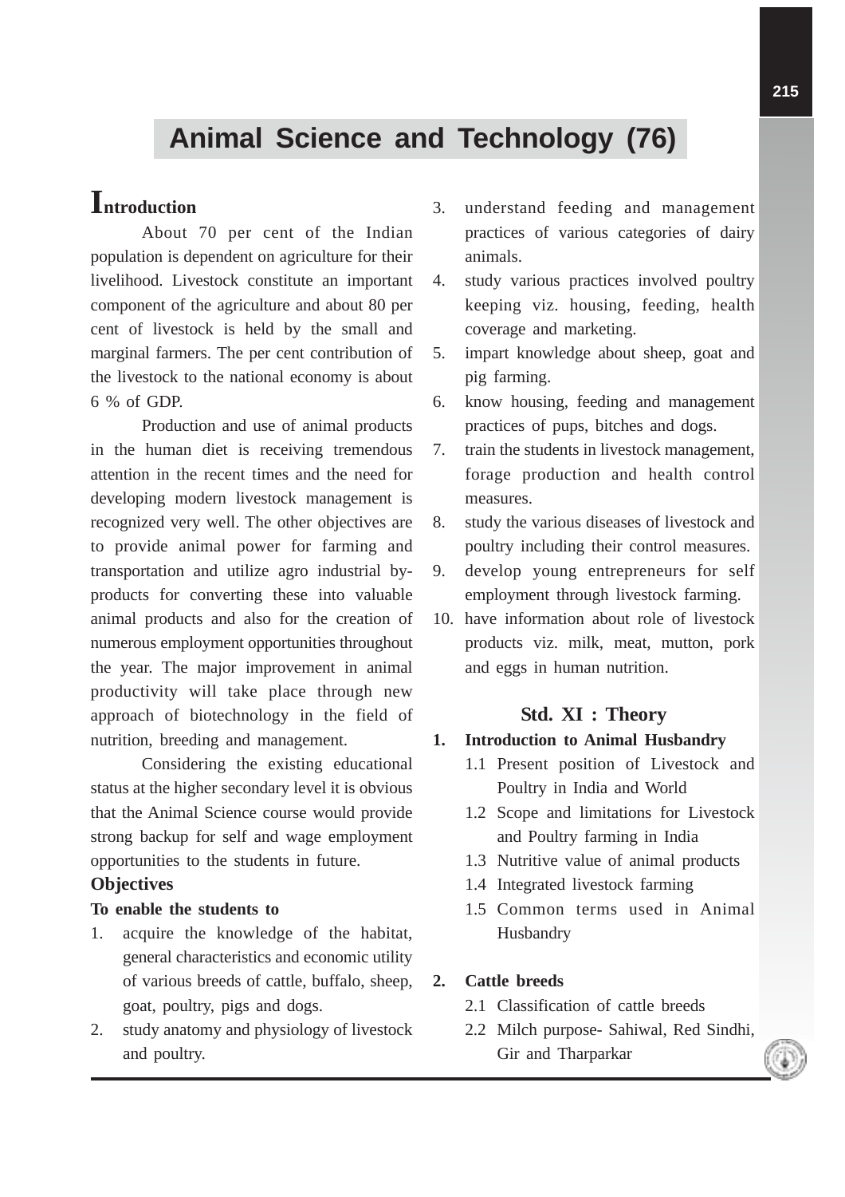# Animal Science and Technology (76)

## Introduction

About 70 per cent of the Indian population is dependent on agriculture for their livelihood. Livestock constitute an important component of the agriculture and about 80 per cent of livestock is held by the small and marginal farmers. The per cent contribution of the livestock to the national economy is about 6 % of GDP.

Production and use of animal products in the human diet is receiving tremendous attention in the recent times and the need for developing modern livestock management is recognized very well. The other objectives are to provide animal power for farming and transportation and utilize agro industrial by-products for converting these into valuable animal products and also for the creation of numerous employment opportunities throughout the year. The major improvement in animal productivity will take place through new approach of biotechnology in the field of nutrition, breeding and management.

Considering the existing educational status at the higher secondary level it is obvious that the Animal Science course would provide strong backup for self and wage employment opportunities to the students in future.

### Objectives

**To enable the students to**

1. acquire the knowledge of the habitat, general characteristics and economic utility of various breeds of cattle, buffalo, sheep, goat, poultry, pigs and dogs.
2. study anatomy and physiology of livestock and poultry.
3. understand feeding and management practices of various categories of dairy animals.
4. study various practices involved poultry keeping viz. housing, feeding, health coverage and marketing.
5. impart knowledge about sheep, goat and pig farming.
6. know housing, feeding and management practices of pups, bitches and dogs.
7. train the students in livestock management, forage production and health control measures.
8. study the various diseases of livestock and poultry including their control measures.
9. develop young entrepreneurs for self employment through livestock farming.
10. have information about role of livestock products viz. milk, meat, mutton, pork and eggs in human nutrition.

### Std. XI : Theory

**1. Introduction to Animal Husbandry**

- 1.1 Present position of Livestock and Poultry in India and World
- 1.2 Scope and limitations for Livestock and Poultry farming in India
- 1.3 Nutritive value of animal products
- 1.4 Integrated livestock farming
- 1.5 Common terms used in Animal Husbandry

**2. Cattle breeds**

- 2.1 Classification of cattle breeds
- 2.2 Milch purpose- Sahiwal, Red Sindhi, Gir and Tharparkar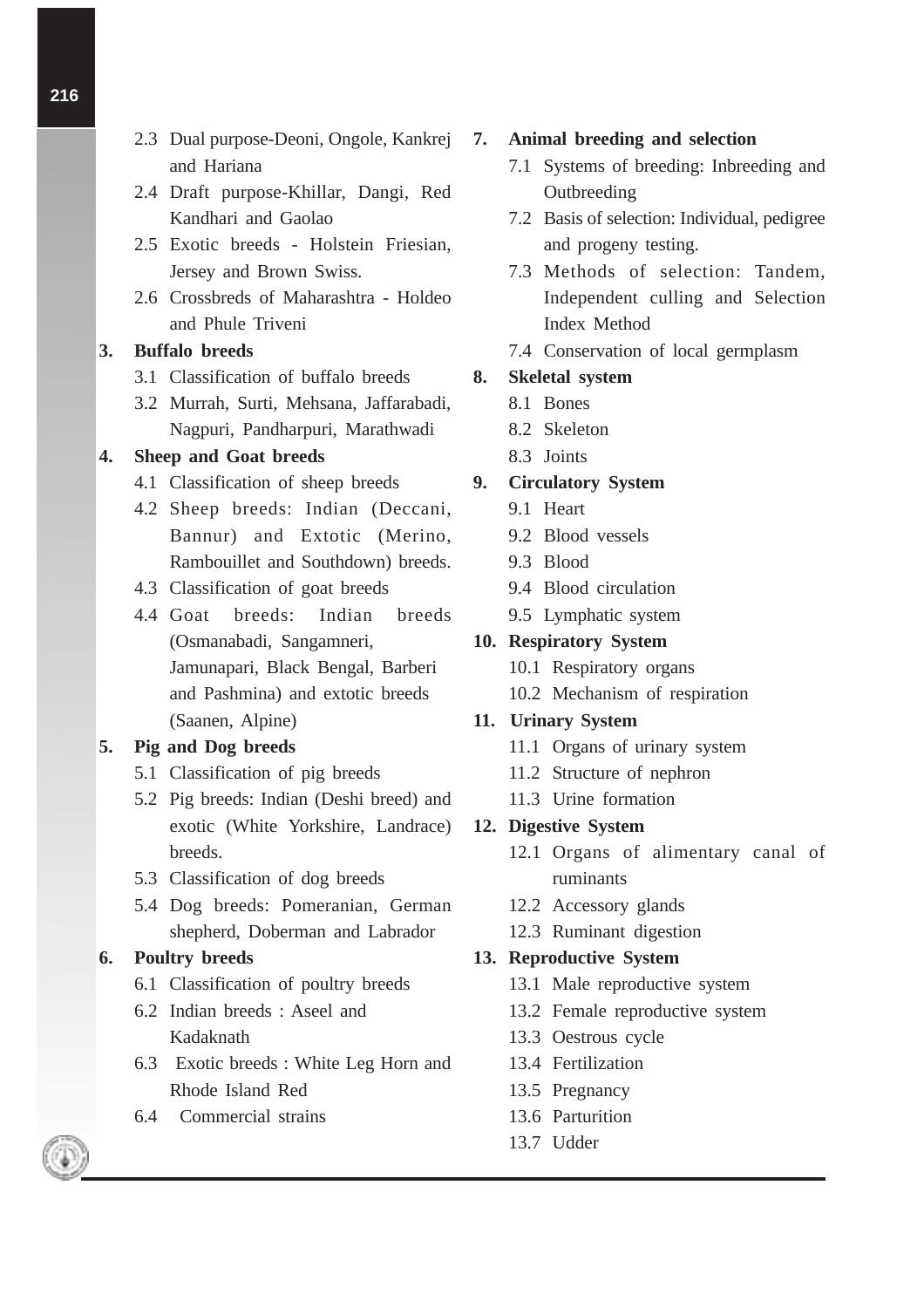2.3 Dual purpose-Deoni, Ongole, Kankrej and Hariana

2.4 Draft purpose-Khillar, Dangi, Red Kandhari and Gaolao

2.5 Exotic breeds - Holstein Friesian, Jersey and Brown Swiss.

2.6 Crossbreds of Maharashtra - Holdeo and Phule Triveni

**3. Buffalo breeds**

3.1 Classification of buffalo breeds

3.2 Murrah, Surti, Mehsana, Jaffarabadi, Nagpuri, Pandharpuri, Marathwadi

**4. Sheep and Goat breeds**

4.1 Classification of sheep breeds

4.2 Sheep breeds: Indian (Deccani, Bannur) and Extotic (Merino, Rambouillet and Southdown) breeds.

4.3 Classification of goat breeds

4.4 Goat breeds: Indian breeds (Osmanabadi, Sangamneri, Jamunapari, Black Bengal, Barberi and Pashmina) and extotic breeds (Saanen, Alpine)

**5. Pig and Dog breeds**

5.1 Classification of pig breeds

5.2 Pig breeds: Indian (Deshi breed) and exotic (White Yorkshire, Landrace) breeds.

5.3 Classification of dog breeds

5.4 Dog breeds: Pomeranian, German shepherd, Doberman and Labrador

**6. Poultry breeds**

6.1 Classification of poultry breeds

6.2 Indian breeds : Aseel and Kadaknath

6.3 Exotic breeds : White Leg Horn and Rhode Island Red

6.4 Commercial strains

**7. Animal breeding and selection**

7.1 Systems of breeding: Inbreeding and Outbreeding

7.2 Basis of selection: Individual, pedigree and progeny testing.

7.3 Methods of selection: Tandem, Independent culling and Selection Index Method

7.4 Conservation of local germplasm

**8. Skeletal system**

8.1 Bones

8.2 Skeleton

8.3 Joints

**9. Circulatory System**

9.1 Heart

9.2 Blood vessels

9.3 Blood

9.4 Blood circulation

9.5 Lymphatic system

**10. Respiratory System**

10.1 Respiratory organs

10.2 Mechanism of respiration

**11. Urinary System**

11.1 Organs of urinary system

11.2 Structure of nephron

11.3 Urine formation

**12. Digestive System**

12.1 Organs of alimentary canal of ruminants

12.2 Accessory glands

12.3 Ruminant digestion

**13. Reproductive System**

13.1 Male reproductive system

13.2 Female reproductive system

13.3 Oestrous cycle

13.4 Fertilization

13.5 Pregnancy

13.6 Parturition

13.7 Udder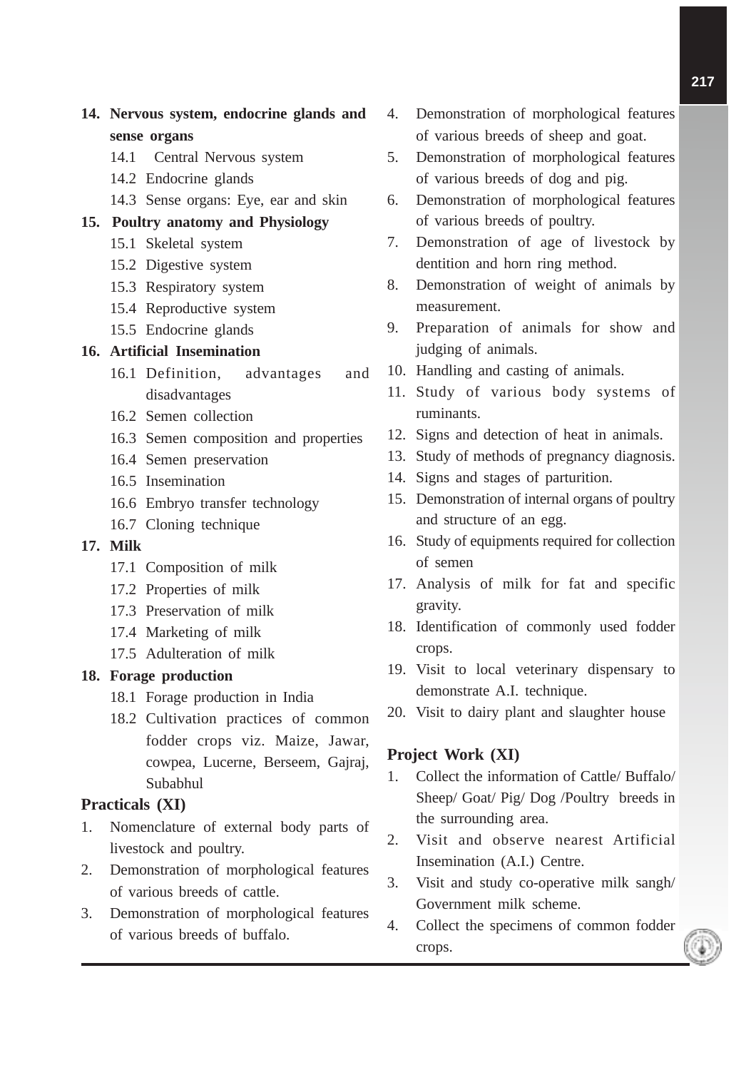**14. Nervous system, endocrine glands and sense organs**

- 14.1 Central Nervous system
- 14.2 Endocrine glands
- 14.3 Sense organs: Eye, ear and skin

**15. Poultry anatomy and Physiology**

- 15.1 Skeletal system
- 15.2 Digestive system
- 15.3 Respiratory system
- 15.4 Reproductive system
- 15.5 Endocrine glands

**16. Artificial Insemination**

- 16.1 Definition, advantages and disadvantages
- 16.2 Semen collection
- 16.3 Semen composition and properties
- 16.4 Semen preservation
- 16.5 Insemination
- 16.6 Embryo transfer technology
- 16.7 Cloning technique

**17. Milk**

- 17.1 Composition of milk
- 17.2 Properties of milk
- 17.3 Preservation of milk
- 17.4 Marketing of milk
- 17.5 Adulteration of milk

**18. Forage production**

- 18.1 Forage production in India
- 18.2 Cultivation practices of common fodder crops viz. Maize, Jawar, cowpea, Lucerne, Berseem, Gajraj, Subabhul

## Practicals (XI)

1. Nomenclature of external body parts of livestock and poultry.
2. Demonstration of morphological features of various breeds of cattle.
3. Demonstration of morphological features of various breeds of buffalo.
4. Demonstration of morphological features of various breeds of sheep and goat.
5. Demonstration of morphological features of various breeds of dog and pig.
6. Demonstration of morphological features of various breeds of poultry.
7. Demonstration of age of livestock by dentition and horn ring method.
8. Demonstration of weight of animals by measurement.
9. Preparation of animals for show and judging of animals.
10. Handling and casting of animals.
11. Study of various body systems of ruminants.
12. Signs and detection of heat in animals.
13. Study of methods of pregnancy diagnosis.
14. Signs and stages of parturition.
15. Demonstration of internal organs of poultry and structure of an egg.
16. Study of equipments required for collection of semen
17. Analysis of milk for fat and specific gravity.
18. Identification of commonly used fodder crops.
19. Visit to local veterinary dispensary to demonstrate A.I. technique.
20. Visit to dairy plant and slaughter house

## Project Work (XI)

1. Collect the information of Cattle/ Buffalo/ Sheep/ Goat/ Pig/ Dog /Poultry breeds in the surrounding area.
2. Visit and observe nearest Artificial Insemination (A.I.) Centre.
3. Visit and study co-operative milk sangh/ Government milk scheme.
4. Collect the specimens of common fodder crops.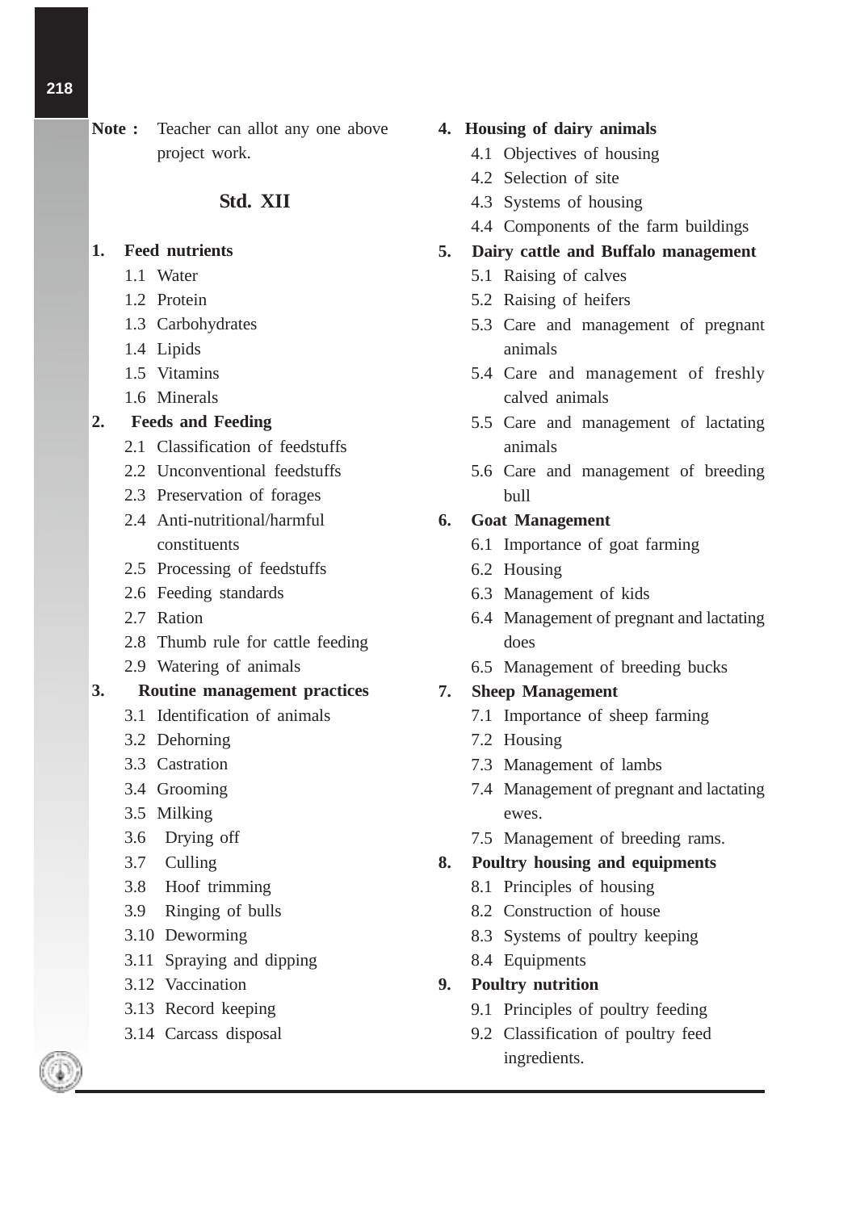**Note :** Teacher can allot any one above project work.

## Std. XII

**1. Feed nutrients**

- 1.1 Water
- 1.2 Protein
- 1.3 Carbohydrates
- 1.4 Lipids
- 1.5 Vitamins
- 1.6 Minerals

**2. Feeds and Feeding**

- 2.1 Classification of feedstuffs
- 2.2 Unconventional feedstuffs
- 2.3 Preservation of forages
- 2.4 Anti-nutritional/harmful constituents
- 2.5 Processing of feedstuffs
- 2.6 Feeding standards
- 2.7 Ration
- 2.8 Thumb rule for cattle feeding
- 2.9 Watering of animals

**3. Routine management practices**

- 3.1 Identification of animals
- 3.2 Dehorning
- 3.3 Castration
- 3.4 Grooming
- 3.5 Milking
- 3.6 Drying off
- 3.7 Culling
- 3.8 Hoof trimming
- 3.9 Ringing of bulls
- 3.10 Deworming
- 3.11 Spraying and dipping
- 3.12 Vaccination
- 3.13 Record keeping
- 3.14 Carcass disposal

**4. Housing of dairy animals**

- 4.1 Objectives of housing
- 4.2 Selection of site
- 4.3 Systems of housing
- 4.4 Components of the farm buildings

**5. Dairy cattle and Buffalo management**

- 5.1 Raising of calves
- 5.2 Raising of heifers
- 5.3 Care and management of pregnant animals
- 5.4 Care and management of freshly calved animals
- 5.5 Care and management of lactating animals
- 5.6 Care and management of breeding bull

**6. Goat Management**

- 6.1 Importance of goat farming
- 6.2 Housing
- 6.3 Management of kids
- 6.4 Management of pregnant and lactating does
- 6.5 Management of breeding bucks

**7. Sheep Management**

- 7.1 Importance of sheep farming
- 7.2 Housing
- 7.3 Management of lambs
- 7.4 Management of pregnant and lactating ewes.
- 7.5 Management of breeding rams.

**8. Poultry housing and equipments**

- 8.1 Principles of housing
- 8.2 Construction of house
- 8.3 Systems of poultry keeping
- 8.4 Equipments

**9. Poultry nutrition**

- 9.1 Principles of poultry feeding
- 9.2 Classification of poultry feed ingredients.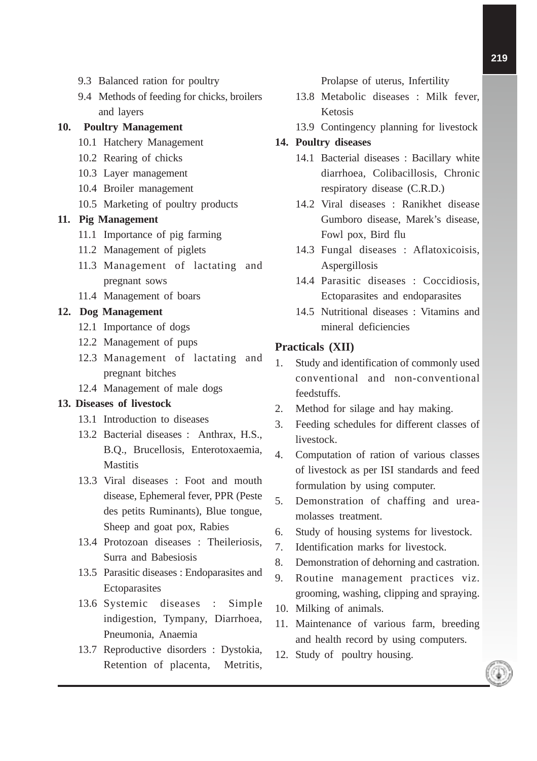- 9.3 Balanced ration for poultry
- 9.4 Methods of feeding for chicks, broilers and layers

**10. Poultry Management**

- 10.1 Hatchery Management
- 10.2 Rearing of chicks
- 10.3 Layer management
- 10.4 Broiler management
- 10.5 Marketing of poultry products

**11. Pig Management**

- 11.1 Importance of pig farming
- 11.2 Management of piglets
- 11.3 Management of lactating and pregnant sows
- 11.4 Management of boars

**12. Dog Management**

- 12.1 Importance of dogs
- 12.2 Management of pups
- 12.3 Management of lactating and pregnant bitches
- 12.4 Management of male dogs

**13. Diseases of livestock**

- 13.1 Introduction to diseases
- 13.2 Bacterial diseases : Anthrax, H.S., B.Q., Brucellosis, Enterotoxaemia, Mastitis
- 13.3 Viral diseases : Foot and mouth disease, Ephemeral fever, PPR (Peste des petits Ruminants), Blue tongue, Sheep and goat pox, Rabies
- 13.4 Protozoan diseases : Theileriosis, Surra and Babesiosis
- 13.5 Parasitic diseases : Endoparasites and Ectoparasites
- 13.6 Systemic diseases : Simple indigestion, Tympany, Diarrhoea, Pneumonia, Anaemia
- 13.7 Reproductive disorders : Dystokia, Retention of placenta, Metritis, Prolapse of uterus, Infertility
- 13.8 Metabolic diseases : Milk fever, Ketosis
- 13.9 Contingency planning for livestock

**14. Poultry diseases**

- 14.1 Bacterial diseases : Bacillary white diarrhoea, Colibacillosis, Chronic respiratory disease (C.R.D.)
- 14.2 Viral diseases : Ranikhet disease Gumboro disease, Marek's disease, Fowl pox, Bird flu
- 14.3 Fungal diseases : Aflatoxicoisis, Aspergillosis
- 14.4 Parasitic diseases : Coccidiosis, Ectoparasites and endoparasites
- 14.5 Nutritional diseases : Vitamins and mineral deficiencies

## Practicals (XII)

1. Study and identification of commonly used conventional and non-conventional feedstuffs.
2. Method for silage and hay making.
3. Feeding schedules for different classes of livestock.
4. Computation of ration of various classes of livestock as per ISI standards and feed formulation by using computer.
5. Demonstration of chaffing and urea-molasses treatment.
6. Study of housing systems for livestock.
7. Identification marks for livestock.
8. Demonstration of dehorning and castration.
9. Routine management practices viz. grooming, washing, clipping and spraying.
10. Milking of animals.
11. Maintenance of various farm, breeding and health record by using computers.
12. Study of poultry housing.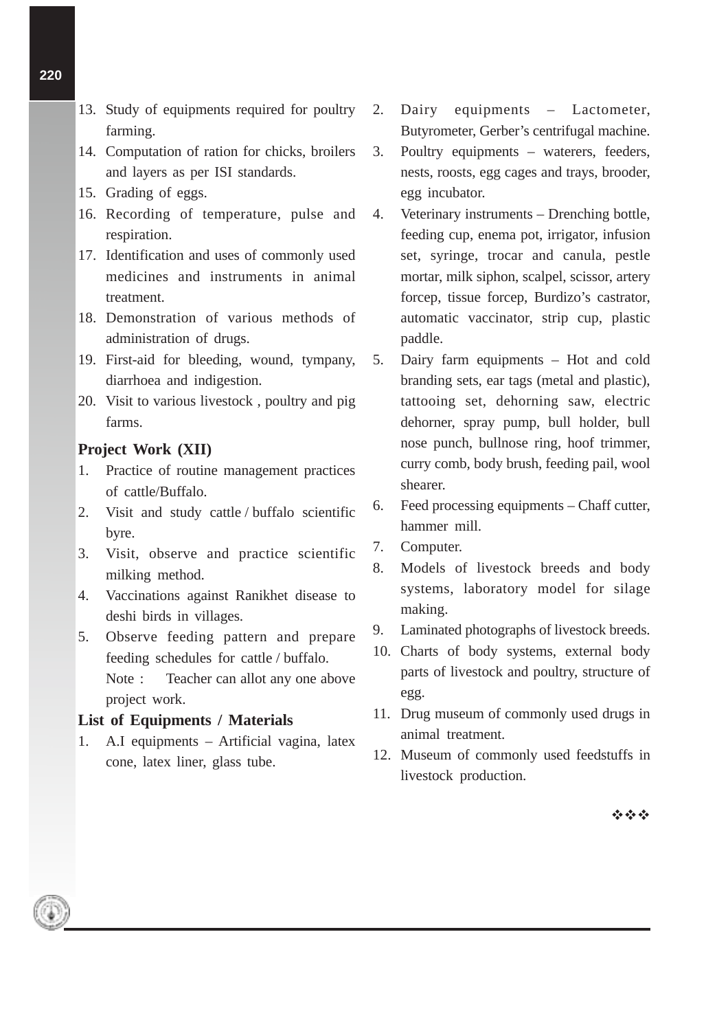13. Study of equipments required for poultry farming.
14. Computation of ration for chicks, broilers and layers as per ISI standards.
15. Grading of eggs.
16. Recording of temperature, pulse and respiration.
17. Identification and uses of commonly used medicines and instruments in animal treatment.
18. Demonstration of various methods of administration of drugs.
19. First-aid for bleeding, wound, tympany, diarrhoea and indigestion.
20. Visit to various livestock , poultry and pig farms.

**Project Work (XII)**

1. Practice of routine management practices of cattle/Buffalo.
2. Visit and study cattle / buffalo scientific byre.
3. Visit, observe and practice scientific milking method.
4. Vaccinations against Ranikhet disease to deshi birds in villages.
5. Observe feeding pattern and prepare feeding schedules for cattle / buffalo.

   Note : Teacher can allot any one above project work.

**List of Equipments / Materials**

1. A.I equipments – Artificial vagina, latex cone, latex liner, glass tube.
2. Dairy equipments – Lactometer, Butyrometer, Gerber's centrifugal machine.
3. Poultry equipments – waterers, feeders, nests, roosts, egg cages and trays, brooder, egg incubator.
4. Veterinary instruments – Drenching bottle, feeding cup, enema pot, irrigator, infusion set, syringe, trocar and canula, pestle mortar, milk siphon, scalpel, scissor, artery forcep, tissue forcep, Burdizo's castrator, automatic vaccinator, strip cup, plastic paddle.
5. Dairy farm equipments – Hot and cold branding sets, ear tags (metal and plastic), tattooing set, dehorning saw, electric dehorner, spray pump, bull holder, bull nose punch, bullnose ring, hoof trimmer, curry comb, body brush, feeding pail, wool shearer.
6. Feed processing equipments – Chaff cutter, hammer mill.
7. Computer.
8. Models of livestock breeds and body systems, laboratory model for silage making.
9. Laminated photographs of livestock breeds.
10. Charts of body systems, external body parts of livestock and poultry, structure of egg.
11. Drug museum of commonly used drugs in animal treatment.
12. Museum of commonly used feedstuffs in livestock production.

❖❖❖